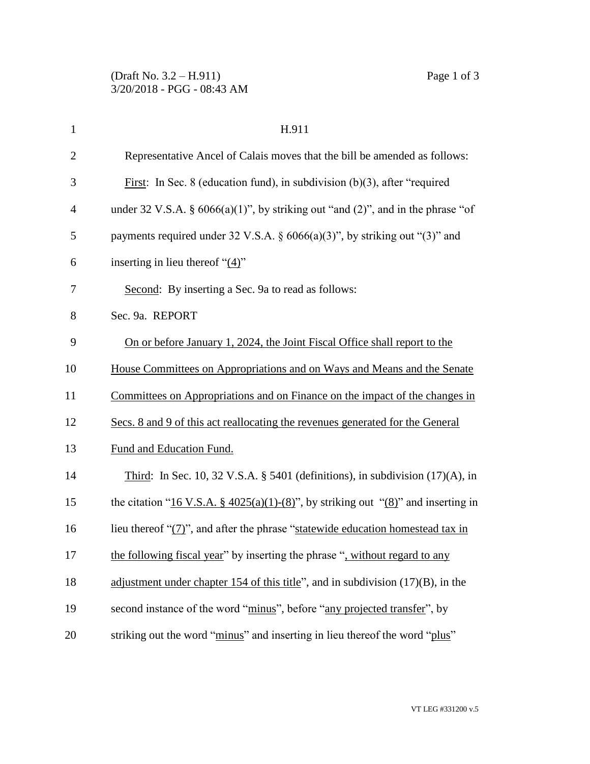H.911

Representative Ancel of Calais moves that the bill be amended as follows:

First: In Sec. 8 (education fund), in subdivision (b)(3), after "required under 32 V.S.A. § 6066(a)(1)", by striking out "and (2)", and in the phrase "of payments required under 32 V.S.A. § 6066(a)(3)", by striking out "(3)" and inserting in lieu thereof "(4)"

Second: By inserting a Sec. 9a to read as follows:

Sec. 9a. REPORT

On or before January 1, 2024, the Joint Fiscal Office shall report to the House Committees on Appropriations and on Ways and Means and the Senate Committees on Appropriations and on Finance on the impact of the changes in Secs. 8 and 9 of this act reallocating the revenues generated for the General Fund and Education Fund.

Third: In Sec. 10, 32 V.S.A. § 5401 (definitions), in subdivision (17)(A), in the citation "16 V.S.A. § 4025(a)(1)-(8)", by striking out "(8)" and inserting in lieu thereof "(7)", and after the phrase "statewide education homestead tax in the following fiscal year" by inserting the phrase ", without regard to any adjustment under chapter 154 of this title", and in subdivision (17)(B), in the second instance of the word "minus", before "any projected transfer", by striking out the word "minus" and inserting in lieu thereof the word "plus"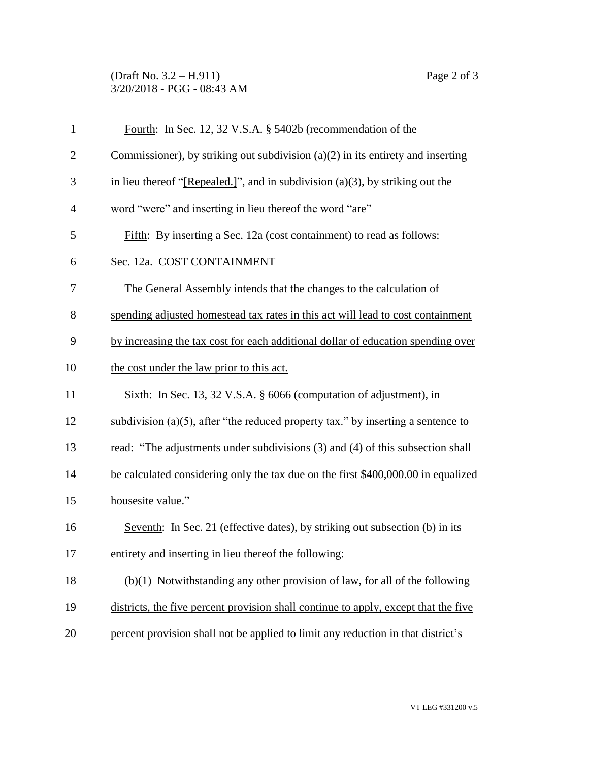Fourth: In Sec. 12, 32 V.S.A. § 5402b (recommendation of the Commissioner), by striking out subdivision (a)(2) in its entirety and inserting in lieu thereof "[Repealed.]", and in subdivision (a)(3), by striking out the word "were" and inserting in lieu thereof the word "are"

Fifth: By inserting a Sec. 12a (cost containment) to read as follows:

Sec. 12a. COST CONTAINMENT

The General Assembly intends that the changes to the calculation of spending adjusted homestead tax rates in this act will lead to cost containment by increasing the tax cost for each additional dollar of education spending over the cost under the law prior to this act.

Sixth: In Sec. 13, 32 V.S.A. § 6066 (computation of adjustment), in subdivision (a)(5), after "the reduced property tax." by inserting a sentence to read: "The adjustments under subdivisions (3) and (4) of this subsection shall be calculated considering only the tax due on the first $400,000.00 in equalized housesite value."

Seventh: In Sec. 21 (effective dates), by striking out subsection (b) in its entirety and inserting in lieu thereof the following:

(b)(1) Notwithstanding any other provision of law, for all of the following districts, the five percent provision shall continue to apply, except that the five percent provision shall not be applied to limit any reduction in that district's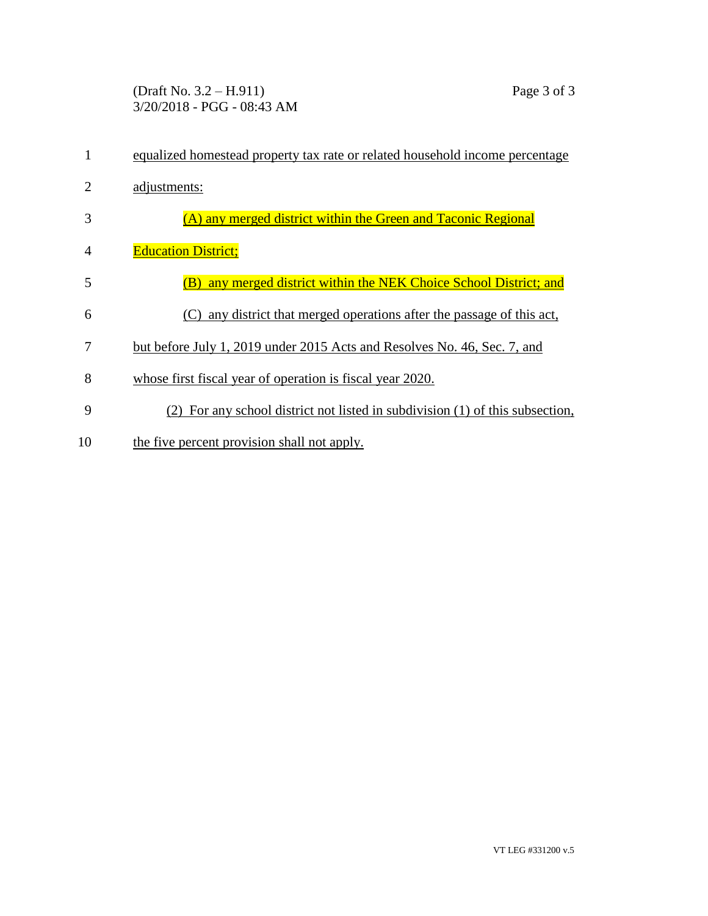equalized homestead property tax rate or related household income percentage adjustments:

(A) any merged district within the Green and Taconic Regional Education District;

(B) any merged district within the NEK Choice School District; and

(C) any district that merged operations after the passage of this act, but before July 1, 2019 under 2015 Acts and Resolves No. 46, Sec. 7, and whose first fiscal year of operation is fiscal year 2020.

(2) For any school district not listed in subdivision (1) of this subsection, the five percent provision shall not apply.